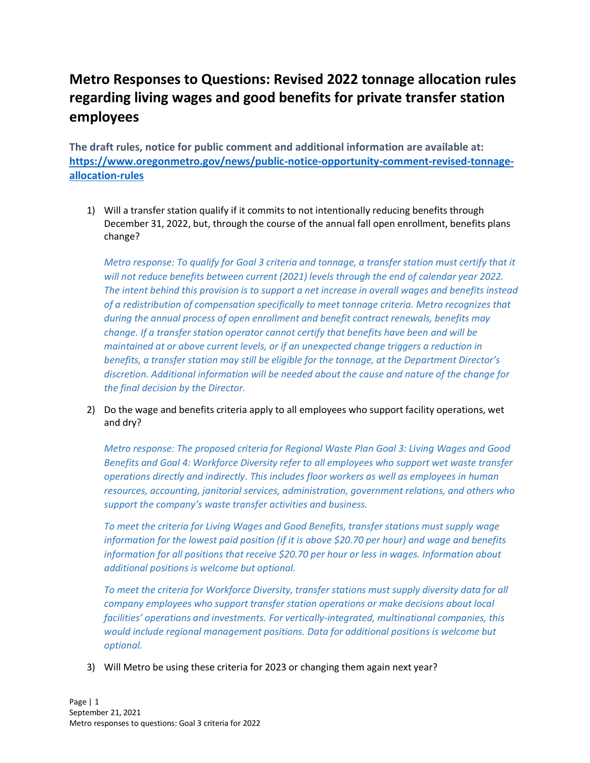# Metro Responses to Questions: Revised 2022 tonnage allocation rules regarding living wages and good benefits for private transfer station employees

**The draft rules, notice for public comment and additional information are available at: [https://www.oregonmetro.gov/news/public-notice-opportunity-comment-revised-tonnage-allocation-rules](https://www.oregonmetro.gov/news/public-notice-opportunity-comment-revised-tonnage-allocation-rules)**

1) Will a transfer station qualify if it commits to not intentionally reducing benefits through December 31, 2022, but, through the course of the annual fall open enrollment, benefits plans change?

   *Metro response: To qualify for Goal 3 criteria and tonnage, a transfer station must certify that it will not reduce benefits between current (2021) levels through the end of calendar year 2022. The intent behind this provision is to support a net increase in overall wages and benefits instead of a redistribution of compensation specifically to meet tonnage criteria. Metro recognizes that during the annual process of open enrollment and benefit contract renewals, benefits may change. If a transfer station operator cannot certify that benefits have been and will be maintained at or above current levels, or if an unexpected change triggers a reduction in benefits, a transfer station may still be eligible for the tonnage, at the Department Director's discretion. Additional information will be needed about the cause and nature of the change for the final decision by the Director.*

2) Do the wage and benefits criteria apply to all employees who support facility operations, wet and dry?

   *Metro response: The proposed criteria for Regional Waste Plan Goal 3: Living Wages and Good Benefits and Goal 4: Workforce Diversity refer to all employees who support wet waste transfer operations directly and indirectly. This includes floor workers as well as employees in human resources, accounting, janitorial services, administration, government relations, and others who support the company's waste transfer activities and business.*

   *To meet the criteria for Living Wages and Good Benefits, transfer stations must supply wage information for the lowest paid position (if it is above $20.70 per hour) and wage and benefits information for all positions that receive $20.70 per hour or less in wages. Information about additional positions is welcome but optional.*

   *To meet the criteria for Workforce Diversity, transfer stations must supply diversity data for all company employees who support transfer station operations or make decisions about local facilities' operations and investments. For vertically-integrated, multinational companies, this would include regional management positions. Data for additional positions is welcome but optional.*

3) Will Metro be using these criteria for 2023 or changing them again next year?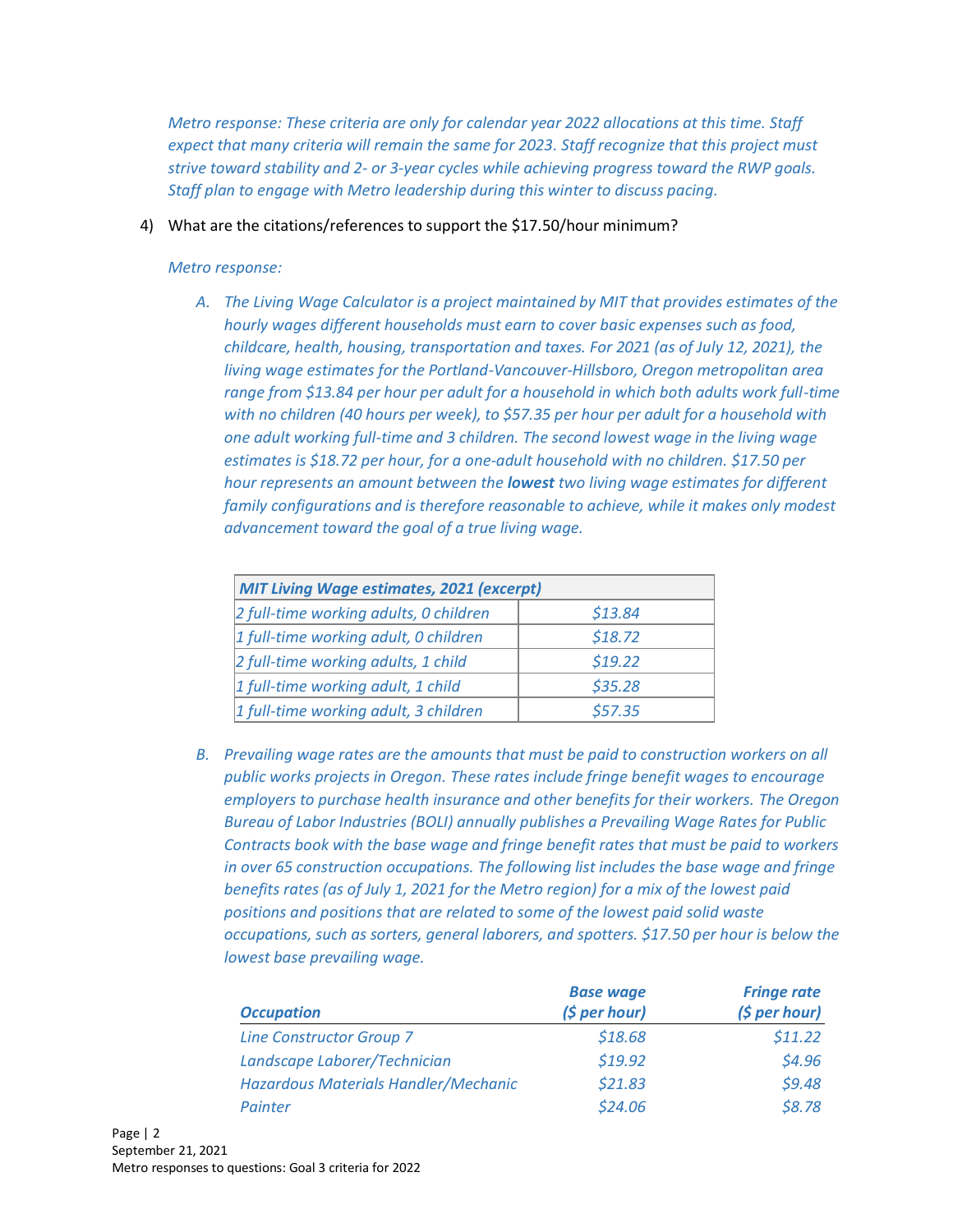*Metro response: These criteria are only for calendar year 2022 allocations at this time. Staff expect that many criteria will remain the same for 2023. Staff recognize that this project must strive toward stability and 2- or 3-year cycles while achieving progress toward the RWP goals. Staff plan to engage with Metro leadership during this winter to discuss pacing.*

4) What are the citations/references to support the $17.50/hour minimum?

   *Metro response:*

   A. *The Living Wage Calculator is a project maintained by MIT that provides estimates of the hourly wages different households must earn to cover basic expenses such as food, childcare, health, housing, transportation and taxes. For 2021 (as of July 12, 2021), the living wage estimates for the Portland-Vancouver-Hillsboro, Oregon metropolitan area range from $13.84 per hour per adult for a household in which both adults work full-time with no children (40 hours per week), to $57.35 per hour per adult for a household with one adult working full-time and 3 children. The second lowest wage in the living wage estimates is $18.72 per hour, for a one-adult household with no children. $17.50 per hour represents an amount between the* ***lowest*** *two living wage estimates for different family configurations and is therefore reasonable to achieve, while it makes only modest advancement toward the goal of a true living wage.*

| *MIT Living Wage estimates, 2021 (excerpt)* | |
|---|---|
| *2 full-time working adults, 0 children* | *$13.84* |
| *1 full-time working adult, 0 children* | *$18.72* |
| *2 full-time working adults, 1 child* | *$19.22* |
| *1 full-time working adult, 1 child* | *$35.28* |
| *1 full-time working adult, 3 children* | *$57.35* |

   B. *Prevailing wage rates are the amounts that must be paid to construction workers on all public works projects in Oregon. These rates include fringe benefit wages to encourage employers to purchase health insurance and other benefits for their workers. The Oregon Bureau of Labor Industries (BOLI) annually publishes a Prevailing Wage Rates for Public Contracts book with the base wage and fringe benefit rates that must be paid to workers in over 65 construction occupations. The following list includes the base wage and fringe benefits rates (as of July 1, 2021 for the Metro region) for a mix of the lowest paid positions and positions that are related to some of the lowest paid solid waste occupations, such as sorters, general laborers, and spotters. $17.50 per hour is below the lowest base prevailing wage.*

| ***Occupation*** | ***Base wage ($ per hour)*** | ***Fringe rate ($ per hour)*** |
|---|---|---|
| *Line Constructor Group 7* | *$18.68* | *$11.22* |
| *Landscape Laborer/Technician* | *$19.92* | *$4.96* |
| *Hazardous Materials Handler/Mechanic* | *$21.83* | *$9.48* |
| *Painter* | *$24.06* | *$8.78* |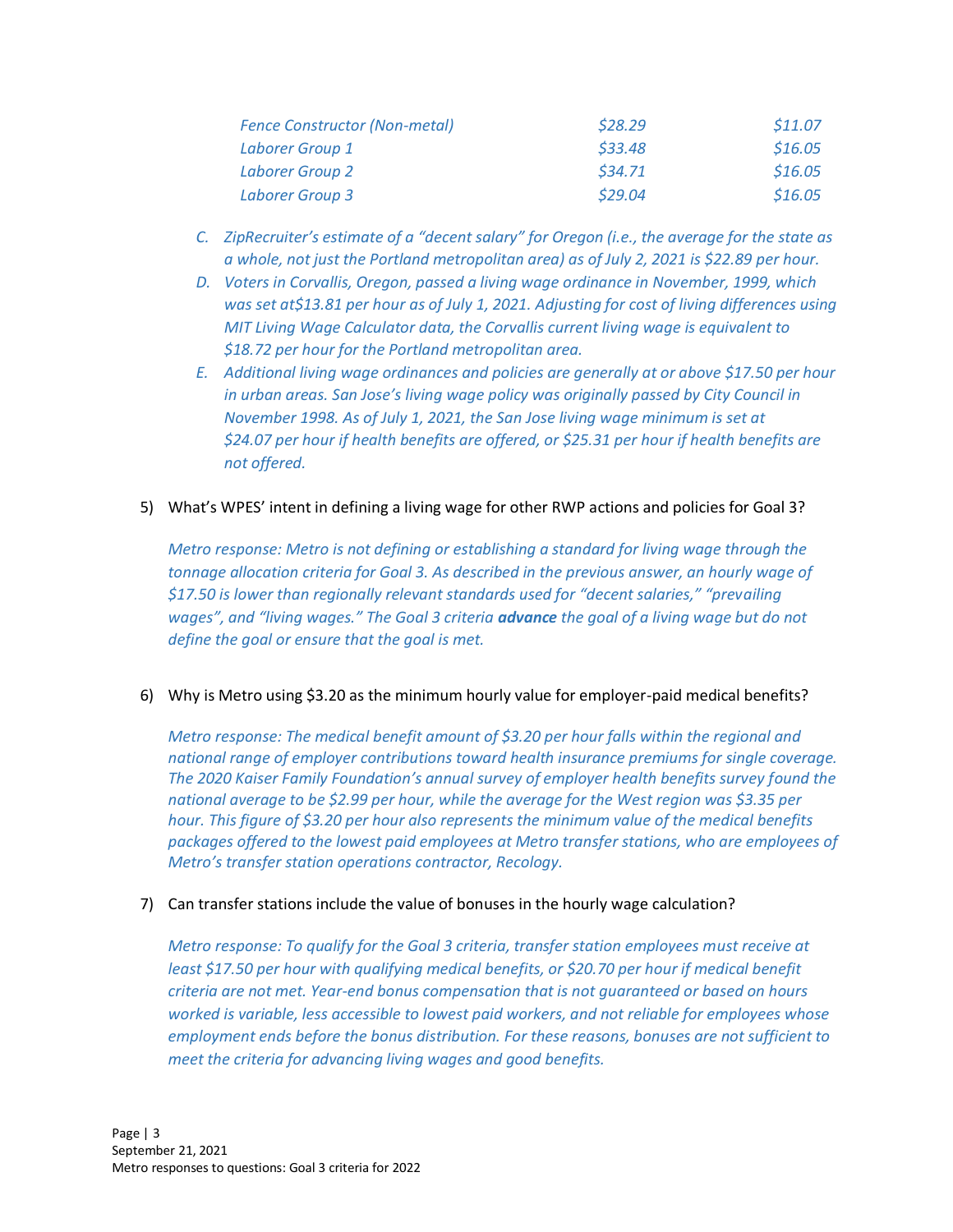| | | |
|---|---|---|
| *Fence Constructor (Non-metal)* | *$28.29* | *$11.07* |
| *Laborer Group 1* | *$33.48* | *$16.05* |
| *Laborer Group 2* | *$34.71* | *$16.05* |
| *Laborer Group 3* | *$29.04* | *$16.05* |

C. *ZipRecruiter's estimate of a "decent salary" for Oregon (i.e., the average for the state as a whole, not just the Portland metropolitan area) as of July 2, 2021 is $22.89 per hour.*

D. *Voters in Corvallis, Oregon, passed a living wage ordinance in November, 1999, which was set at$13.81 per hour as of July 1, 2021. Adjusting for cost of living differences using MIT Living Wage Calculator data, the Corvallis current living wage is equivalent to $18.72 per hour for the Portland metropolitan area.*

E. *Additional living wage ordinances and policies are generally at or above $17.50 per hour in urban areas. San Jose's living wage policy was originally passed by City Council in November 1998. As of July 1, 2021, the San Jose living wage minimum is set at $24.07 per hour if health benefits are offered, or $25.31 per hour if health benefits are not offered.*

5) What's WPES' intent in defining a living wage for other RWP actions and policies for Goal 3?

   *Metro response: Metro is not defining or establishing a standard for living wage through the tonnage allocation criteria for Goal 3. As described in the previous answer, an hourly wage of $17.50 is lower than regionally relevant standards used for "decent salaries," "prevailing wages", and "living wages." The Goal 3 criteria **advance** the goal of a living wage but do not define the goal or ensure that the goal is met.*

6) Why is Metro using $3.20 as the minimum hourly value for employer-paid medical benefits?

   *Metro response: The medical benefit amount of $3.20 per hour falls within the regional and national range of employer contributions toward health insurance premiums for single coverage. The 2020 Kaiser Family Foundation's annual survey of employer health benefits survey found the national average to be $2.99 per hour, while the average for the West region was $3.35 per hour. This figure of $3.20 per hour also represents the minimum value of the medical benefits packages offered to the lowest paid employees at Metro transfer stations, who are employees of Metro's transfer station operations contractor, Recology.*

7) Can transfer stations include the value of bonuses in the hourly wage calculation?

   *Metro response: To qualify for the Goal 3 criteria, transfer station employees must receive at least $17.50 per hour with qualifying medical benefits, or $20.70 per hour if medical benefit criteria are not met. Year-end bonus compensation that is not guaranteed or based on hours worked is variable, less accessible to lowest paid workers, and not reliable for employees whose employment ends before the bonus distribution. For these reasons, bonuses are not sufficient to meet the criteria for advancing living wages and good benefits.*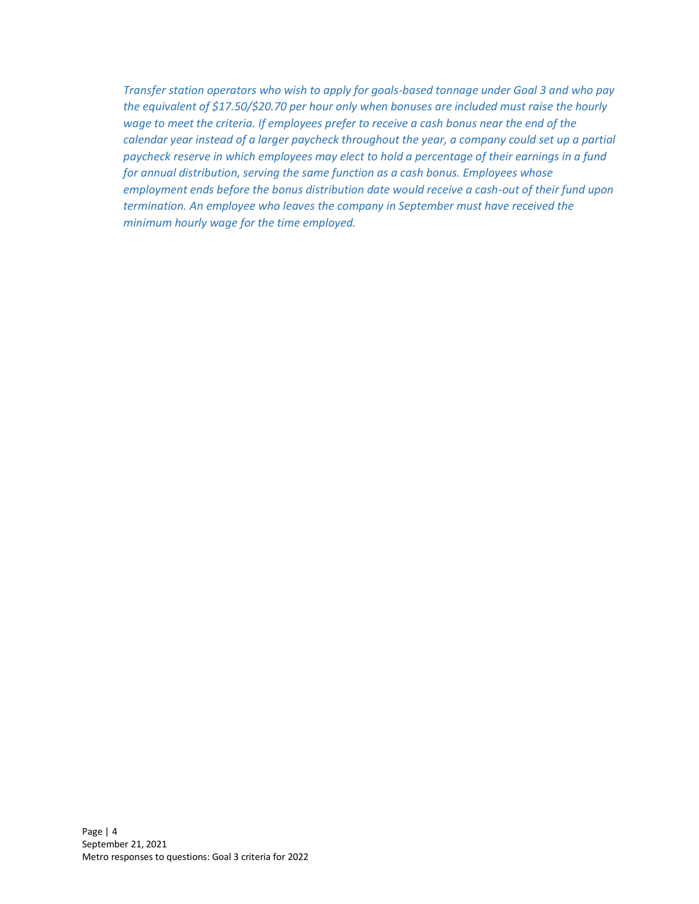*Transfer station operators who wish to apply for goals-based tonnage under Goal 3 and who pay the equivalent of $17.50/$20.70 per hour only when bonuses are included must raise the hourly wage to meet the criteria. If employees prefer to receive a cash bonus near the end of the calendar year instead of a larger paycheck throughout the year, a company could set up a partial paycheck reserve in which employees may elect to hold a percentage of their earnings in a fund for annual distribution, serving the same function as a cash bonus. Employees whose employment ends before the bonus distribution date would receive a cash-out of their fund upon termination. An employee who leaves the company in September must have received the minimum hourly wage for the time employed.*